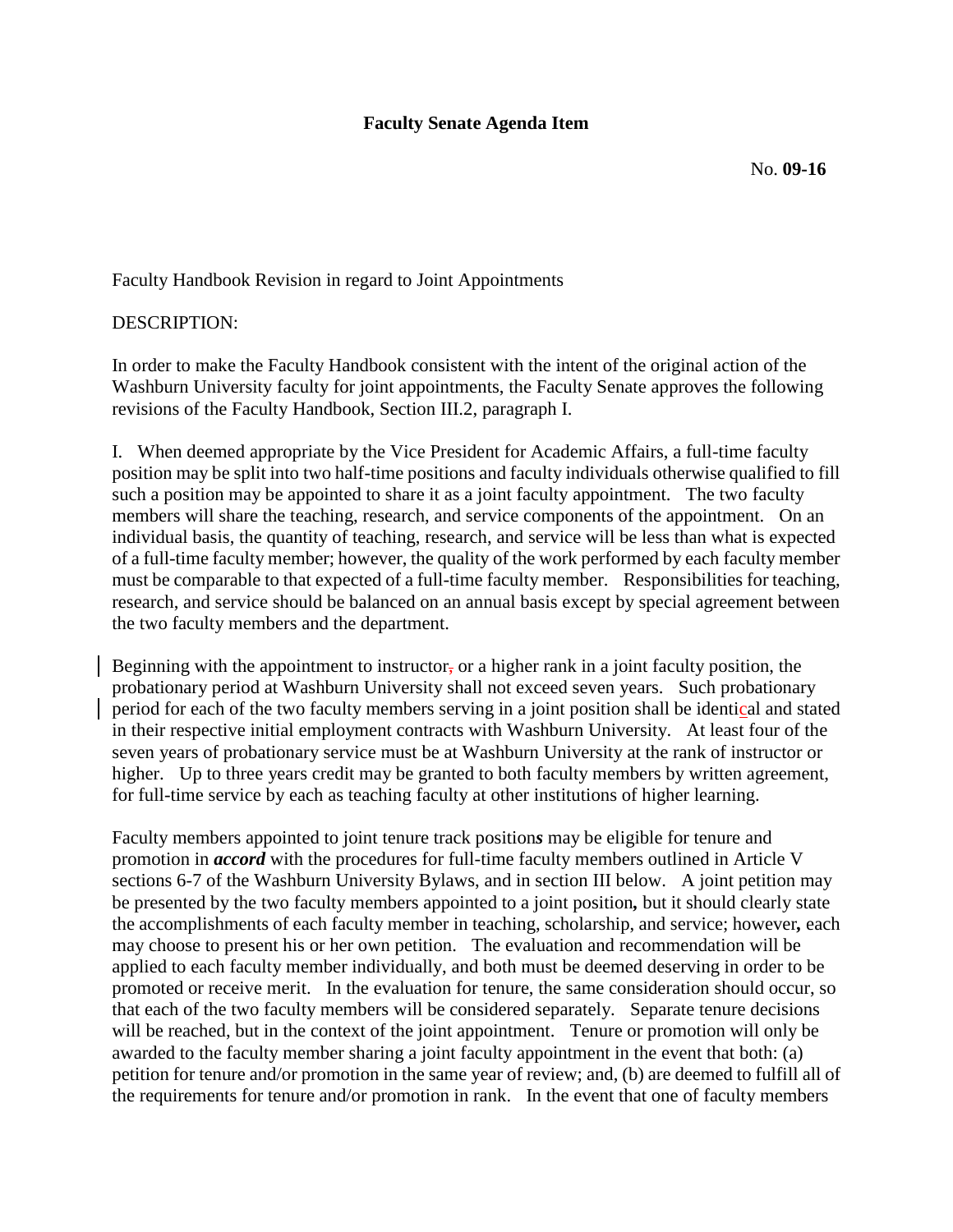**Faculty Senate Agenda Item**

No. **09-16**

Faculty Handbook Revision in regard to Joint Appointments

DESCRIPTION:

In order to make the Faculty Handbook consistent with the intent of the original action of the Washburn University faculty for joint appointments, the Faculty Senate approves the following revisions of the Faculty Handbook, Section III.2, paragraph I.

I. When deemed appropriate by the Vice President for Academic Affairs, a full-time faculty position may be split into two half-time positions and faculty individuals otherwise qualified to fill such a position may be appointed to share it as a joint faculty appointment. The two faculty members will share the teaching, research, and service components of the appointment. On an individual basis, the quantity of teaching, research, and service will be less than what is expected of a full-time faculty member; however, the quality of the work performed by each faculty member must be comparable to that expected of a full-time faculty member. Responsibilities for teaching, research, and service should be balanced on an annual basis except by special agreement between the two faculty members and the department.

Beginning with the appointment to instructor, or a higher rank in a joint faculty position, the probationary period at Washburn University shall not exceed seven years. Such probationary period for each of the two faculty members serving in a joint position shall be identical and stated in their respective initial employment contracts with Washburn University. At least four of the seven years of probationary service must be at Washburn University at the rank of instructor or higher. Up to three years credit may be granted to both faculty members by written agreement, for full-time service by each as teaching faculty at other institutions of higher learning.

Faculty members appointed to joint tenure track position***s*** may be eligible for tenure and promotion in ***accord*** with the procedures for full-time faculty members outlined in Article V sections 6-7 of the Washburn University Bylaws, and in section III below. A joint petition may be presented by the two faculty members appointed to a joint position**,** but it should clearly state the accomplishments of each faculty member in teaching, scholarship, and service; however**,** each may choose to present his or her own petition. The evaluation and recommendation will be applied to each faculty member individually, and both must be deemed deserving in order to be promoted or receive merit. In the evaluation for tenure, the same consideration should occur, so that each of the two faculty members will be considered separately. Separate tenure decisions will be reached, but in the context of the joint appointment. Tenure or promotion will only be awarded to the faculty member sharing a joint faculty appointment in the event that both: (a) petition for tenure and/or promotion in the same year of review; and, (b) are deemed to fulfill all of the requirements for tenure and/or promotion in rank. In the event that one of faculty members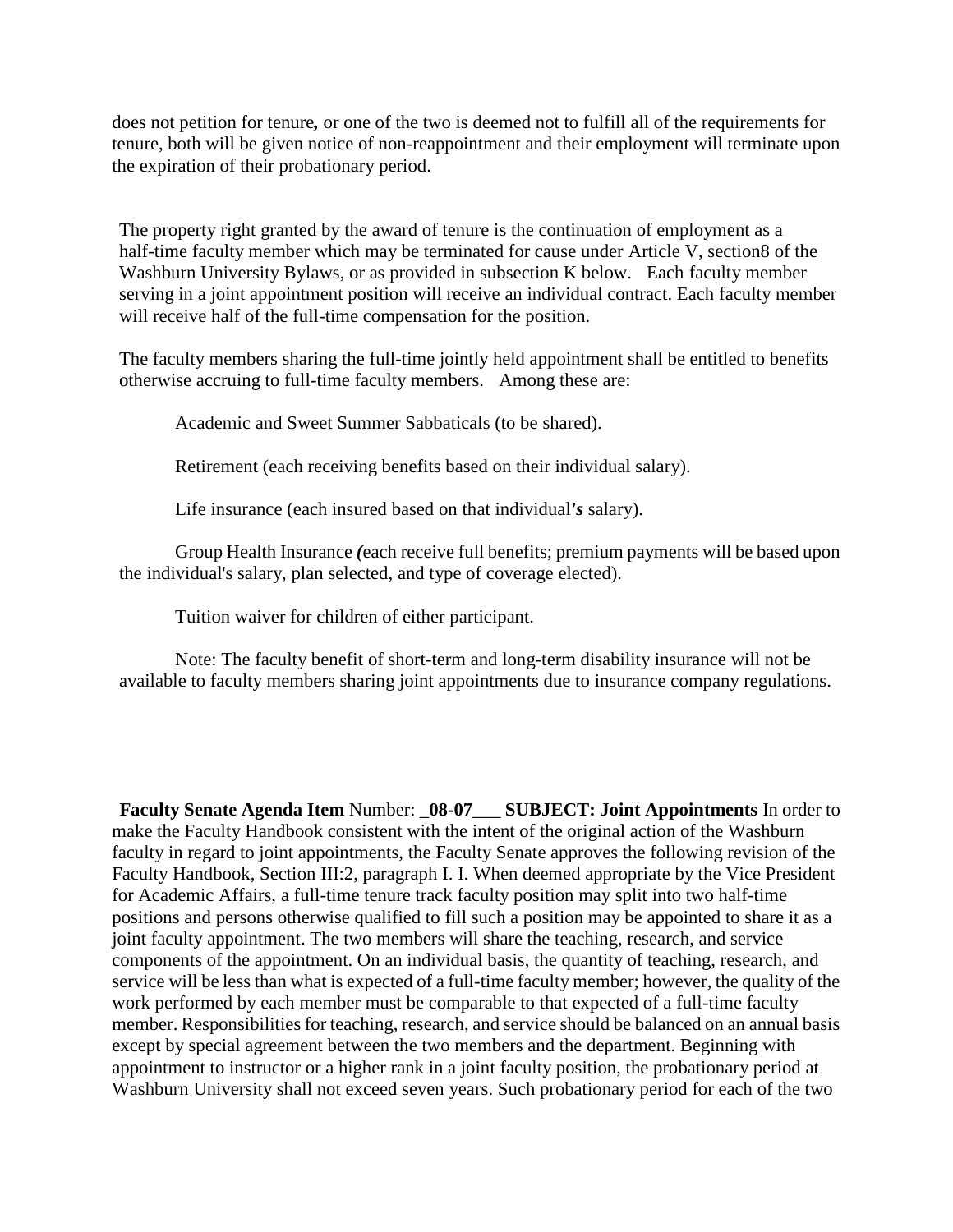does not petition for tenure**,** or one of the two is deemed not to fulfill all of the requirements for tenure, both will be given notice of non-reappointment and their employment will terminate upon the expiration of their probationary period.

The property right granted by the award of tenure is the continuation of employment as a half-time faculty member which may be terminated for cause under Article V, section8 of the Washburn University Bylaws, or as provided in subsection K below. Each faculty member serving in a joint appointment position will receive an individual contract. Each faculty member will receive half of the full-time compensation for the position.

The faculty members sharing the full-time jointly held appointment shall be entitled to benefits otherwise accruing to full-time faculty members. Among these are:

Academic and Sweet Summer Sabbaticals (to be shared).

Retirement (each receiving benefits based on their individual salary).

Life insurance (each insured based on that individual***'s*** salary).

Group Health Insurance ***(***each receive full benefits; premium payments will be based upon the individual's salary, plan selected, and type of coverage elected).

Tuition waiver for children of either participant.

Note: The faculty benefit of short-term and long-term disability insurance will not be available to faculty members sharing joint appointments due to insurance company regulations.

**Faculty Senate Agenda Item** Number: **_08-07___ SUBJECT: Joint Appointments** In order to make the Faculty Handbook consistent with the intent of the original action of the Washburn faculty in regard to joint appointments, the Faculty Senate approves the following revision of the Faculty Handbook, Section III:2, paragraph I. I. When deemed appropriate by the Vice President for Academic Affairs, a full-time tenure track faculty position may split into two half-time positions and persons otherwise qualified to fill such a position may be appointed to share it as a joint faculty appointment. The two members will share the teaching, research, and service components of the appointment. On an individual basis, the quantity of teaching, research, and service will be less than what is expected of a full-time faculty member; however, the quality of the work performed by each member must be comparable to that expected of a full-time faculty member. Responsibilities for teaching, research, and service should be balanced on an annual basis except by special agreement between the two members and the department. Beginning with appointment to instructor or a higher rank in a joint faculty position, the probationary period at Washburn University shall not exceed seven years. Such probationary period for each of the two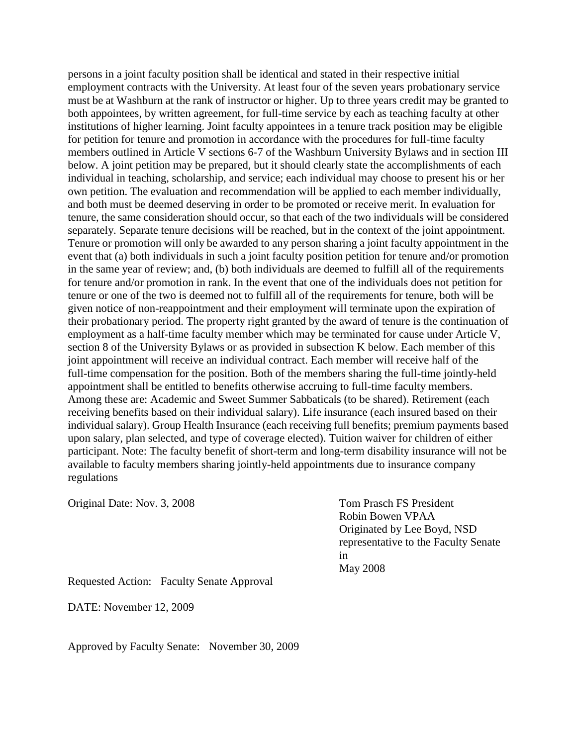persons in a joint faculty position shall be identical and stated in their respective initial employment contracts with the University. At least four of the seven years probationary service must be at Washburn at the rank of instructor or higher. Up to three years credit may be granted to both appointees, by written agreement, for full-time service by each as teaching faculty at other institutions of higher learning. Joint faculty appointees in a tenure track position may be eligible for petition for tenure and promotion in accordance with the procedures for full-time faculty members outlined in Article V sections 6-7 of the Washburn University Bylaws and in section III below. A joint petition may be prepared, but it should clearly state the accomplishments of each individual in teaching, scholarship, and service; each individual may choose to present his or her own petition. The evaluation and recommendation will be applied to each member individually, and both must be deemed deserving in order to be promoted or receive merit. In evaluation for tenure, the same consideration should occur, so that each of the two individuals will be considered separately. Separate tenure decisions will be reached, but in the context of the joint appointment. Tenure or promotion will only be awarded to any person sharing a joint faculty appointment in the event that (a) both individuals in such a joint faculty position petition for tenure and/or promotion in the same year of review; and, (b) both individuals are deemed to fulfill all of the requirements for tenure and/or promotion in rank. In the event that one of the individuals does not petition for tenure or one of the two is deemed not to fulfill all of the requirements for tenure, both will be given notice of non-reappointment and their employment will terminate upon the expiration of their probationary period. The property right granted by the award of tenure is the continuation of employment as a half-time faculty member which may be terminated for cause under Article V, section 8 of the University Bylaws or as provided in subsection K below. Each member of this joint appointment will receive an individual contract. Each member will receive half of the full-time compensation for the position. Both of the members sharing the full-time jointly-held appointment shall be entitled to benefits otherwise accruing to full-time faculty members. Among these are: Academic and Sweet Summer Sabbaticals (to be shared). Retirement (each receiving benefits based on their individual salary). Life insurance (each insured based on their individual salary). Group Health Insurance (each receiving full benefits; premium payments based upon salary, plan selected, and type of coverage elected). Tuition waiver for children of either participant. Note: The faculty benefit of short-term and long-term disability insurance will not be available to faculty members sharing jointly-held appointments due to insurance company regulations

Original Date: Nov. 3, 2008

Tom Prasch FS President
Robin Bowen VPAA
Originated by Lee Boyd, NSD representative to the Faculty Senate in May 2008

Requested Action: Faculty Senate Approval

DATE: November 12, 2009

Approved by Faculty Senate: November 30, 2009